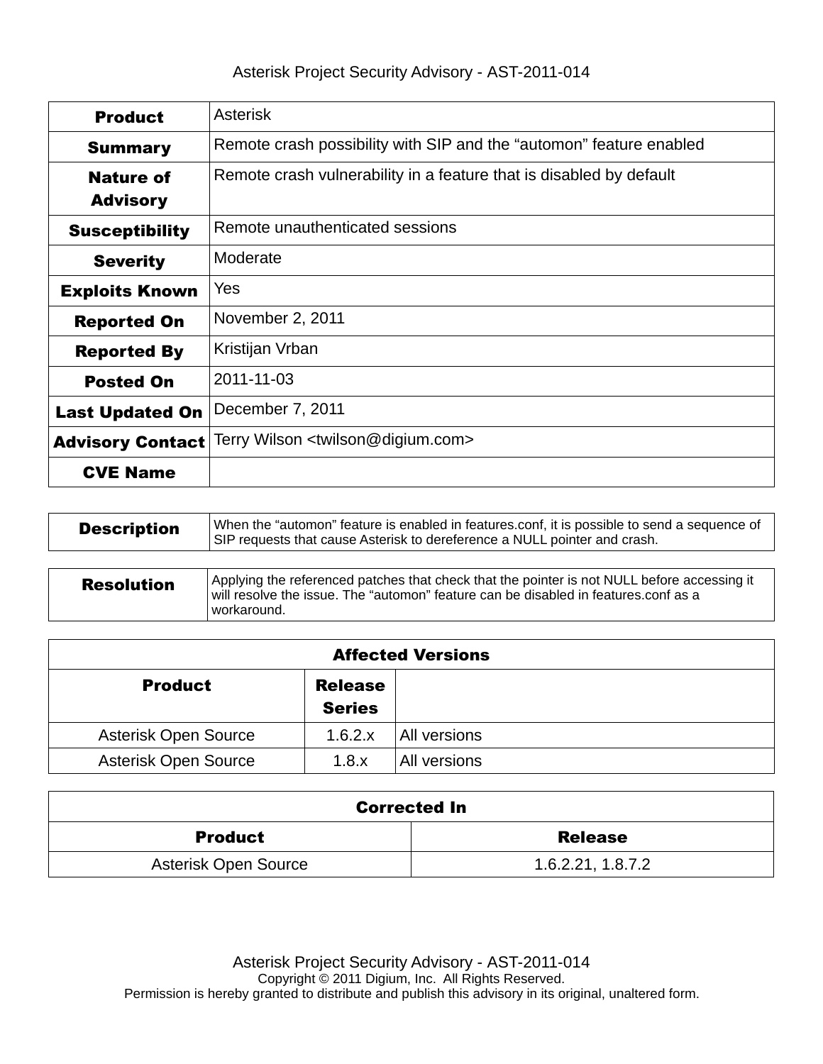# Asterisk Project Security Advisory - AST-2011-014

| | |
|---|---|
| **Product** | Asterisk |
| **Summary** | Remote crash possibility with SIP and the “automon” feature enabled |
| **Nature of Advisory** | Remote crash vulnerability in a feature that is disabled by default |
| **Susceptibility** | Remote unauthenticated sessions |
| **Severity** | Moderate |
| **Exploits Known** | Yes |
| **Reported On** | November 2, 2011 |
| **Reported By** | Kristijan Vrban |
| **Posted On** | 2011-11-03 |
| **Last Updated On** | December 7, 2011 |
| **Advisory Contact** | Terry Wilson <twilson@digium.com> |
| **CVE Name** | |

| | |
|---|---|
| **Description** | When the “automon” feature is enabled in features.conf, it is possible to send a sequence of SIP requests that cause Asterisk to dereference a NULL pointer and crash. |

| | |
|---|---|
| **Resolution** | Applying the referenced patches that check that the pointer is not NULL before accessing it will resolve the issue. The “automon” feature can be disabled in features.conf as a workaround. |

| **Affected Versions** | | |
|---|---|---|
| **Product** | **Release Series** | |
| Asterisk Open Source | 1.6.2.x | All versions |
| Asterisk Open Source | 1.8.x | All versions |

| **Corrected In** | |
|---|---|
| **Product** | **Release** |
| Asterisk Open Source | 1.6.2.21, 1.8.7.2 |

Asterisk Project Security Advisory - AST-2011-014
Copyright © 2011 Digium, Inc. All Rights Reserved.
Permission is hereby granted to distribute and publish this advisory in its original, unaltered form.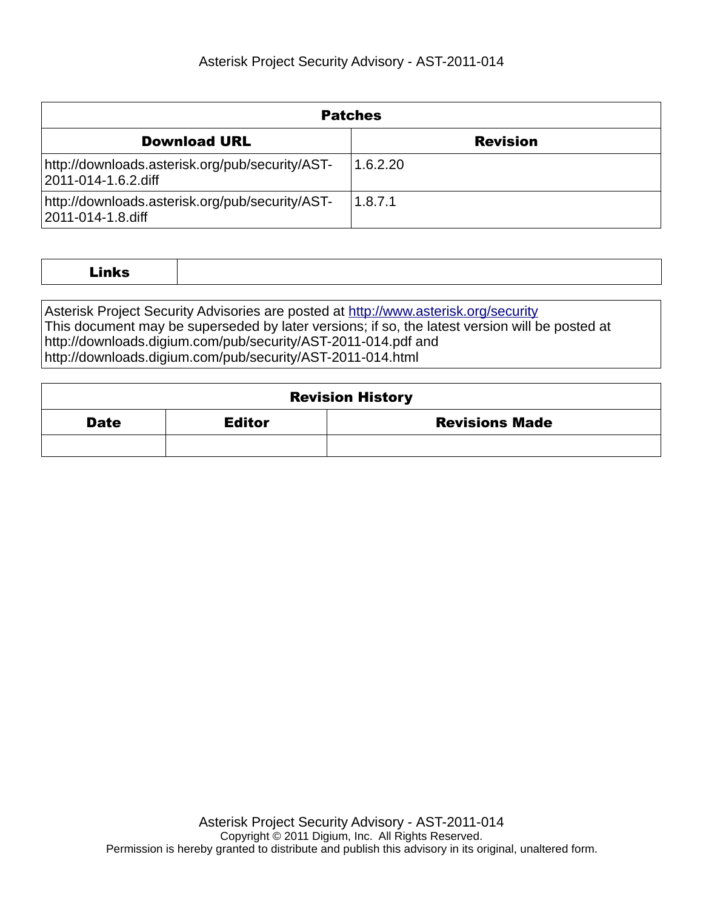| Patches | |
|---|---|
| **Download URL** | **Revision** |
| http://downloads.asterisk.org/pub/security/AST-2011-014-1.6.2.diff | 1.6.2.20 |
| http://downloads.asterisk.org/pub/security/AST-2011-014-1.8.diff | 1.8.7.1 |

| **Links** | |
|---|---|

Asterisk Project Security Advisories are posted at http://www.asterisk.org/security
This document may be superseded by later versions; if so, the latest version will be posted at http://downloads.digium.com/pub/security/AST-2011-014.pdf and http://downloads.digium.com/pub/security/AST-2011-014.html

| Revision History | | |
|---|---|---|
| **Date** | **Editor** | **Revisions Made** |
| | | |

Asterisk Project Security Advisory - AST-2011-014
Copyright © 2011 Digium, Inc. All Rights Reserved.
Permission is hereby granted to distribute and publish this advisory in its original, unaltered form.